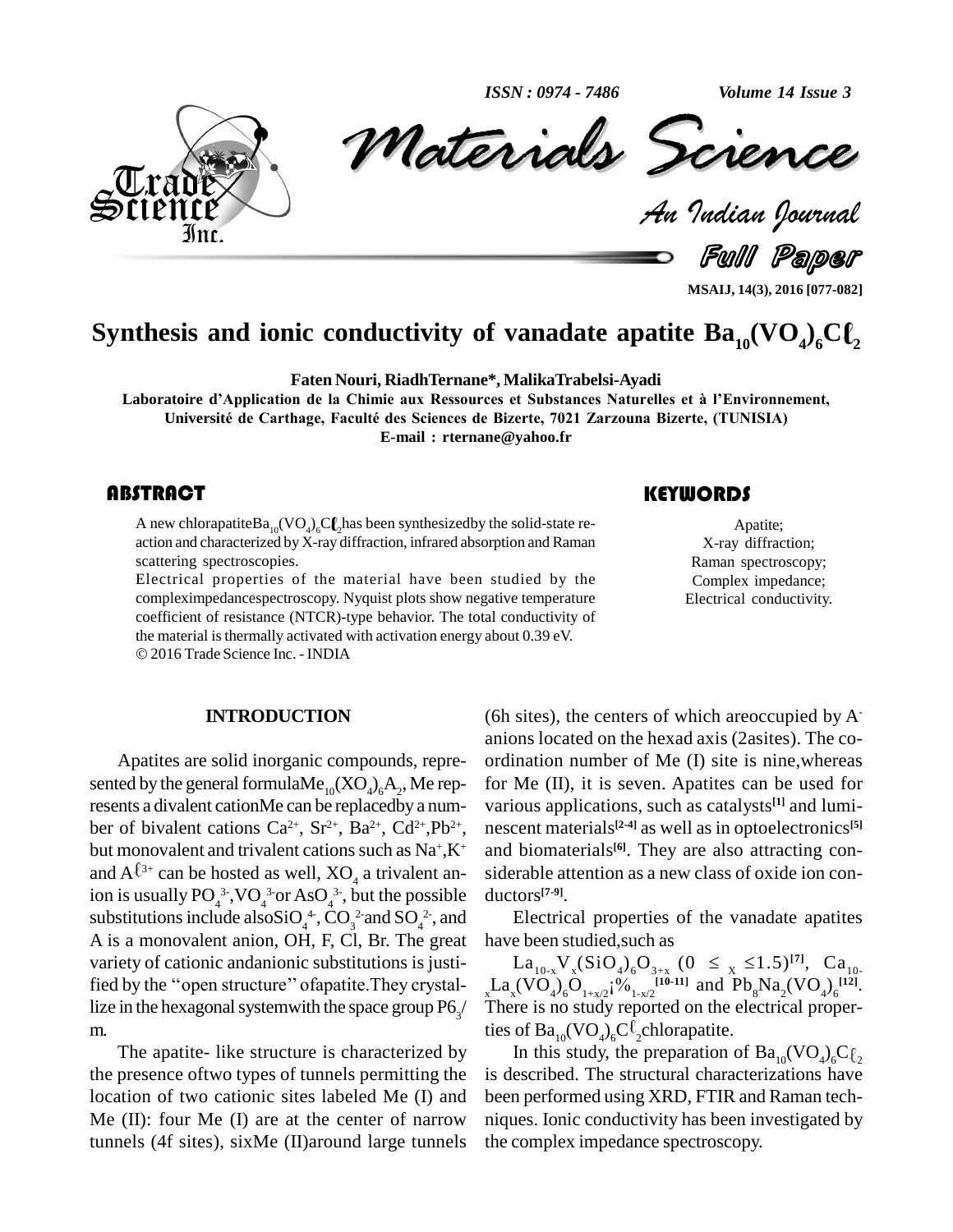# Synthesis and ionic conductivity of vanadate apatite $Ba_{10}(VO_4)_6Cl_2$

**Faten Nouri, Riadh Ternane*, Malika Trabelsi-Ayadi**

**Laboratoire d'Application de la Chimie aux Ressources et Substances Naturelles et à l'Environnement, Université de Carthage, Faculté des Sciences de Bizerte, 7021 Zarzouna Bizerte, (TUNISIA)**

**E-mail : rternane@yahoo.fr**

## ABSTRACT

A new chlorapatite $Ba_{10}(VO_4)_6Cl_2$ has been synthesized by the solid-state reaction and characterized by X-ray diffraction, infrared absorption and Raman scattering spectroscopies.

Electrical properties of the material have been studied by the complex impedance spectroscopy. Nyquist plots show negative temperature coefficient of resistance (NTCR)-type behavior. The total conductivity of the material is thermally activated with activation energy about 0.39 eV.

© 2016 Trade Science Inc. - INDIA

## KEYWORDS

Apatite;
X-ray diffraction;
Raman spectroscopy;
Complex impedance;
Electrical conductivity.

## INTRODUCTION

Apatites are solid inorganic compounds, represented by the general formula $Me_{10}(XO_4)_6A_2$, Me represents a divalent cation Me can be replaced by a number of bivalent cations $Ca^{2+}$, $Sr^{2+}$, $Ba^{2+}$, $Cd^{2+}$, $Pb^{2+}$, but monovalent and trivalent cations such as $Na^+$, $K^+$ and $Al^{3+}$ can be hosted as well, $XO_4$ a trivalent anion is usually $PO_4^{3-}$, $VO_4^{3-}$ or $AsO_4^{3-}$, but the possible substitutions include also $SiO_4^{4-}$, $CO_3^{2-}$ and $SO_4^{2-}$, and A is a monovalent anion, OH, F, Cl, Br. The great variety of cationic and anionic substitutions is justified by the "open structure" of apatite. They crystallize in the hexagonal system with the space group $P6_3/m$.

The apatite- like structure is characterized by the presence of two types of tunnels permitting the location of two cationic sites labeled Me (I) and Me (II): four Me (I) are at the center of narrow tunnels (4f sites), six Me (II) around large tunnels (6h sites), the centers of which are occupied by $A^-$ anions located on the hexad axis (2a sites). The coordination number of Me (I) site is nine, whereas for Me (II), it is seven. Apatites can be used for various applications, such as catalysts[1] and luminescent materials[2-4] as well as in optoelectronics[5] and biomaterials[6]. They are also attracting considerable attention as a new class of oxide ion conductors[7-9].

Electrical properties of the vanadate apatites have been studied, such as

$La_{10-x}V_x(SiO_4)_6O_{3+x}$ $(0 \leq x \leq 1.5)$[7], $Ca_{10-x}La_x(VO_4)_6O_{1+x/2}\square_{1-x/2}$[10-11] and $Pb_8Na_2(VO_4)_6$[12]. There is no study reported on the electrical properties of $Ba_{10}(VO_4)_6Cl_2$ chlorapatite.

In this study, the preparation of $Ba_{10}(VO_4)_6Cl_2$ is described. The structural characterizations have been performed using XRD, FTIR and Raman techniques. Ionic conductivity has been investigated by the complex impedance spectroscopy.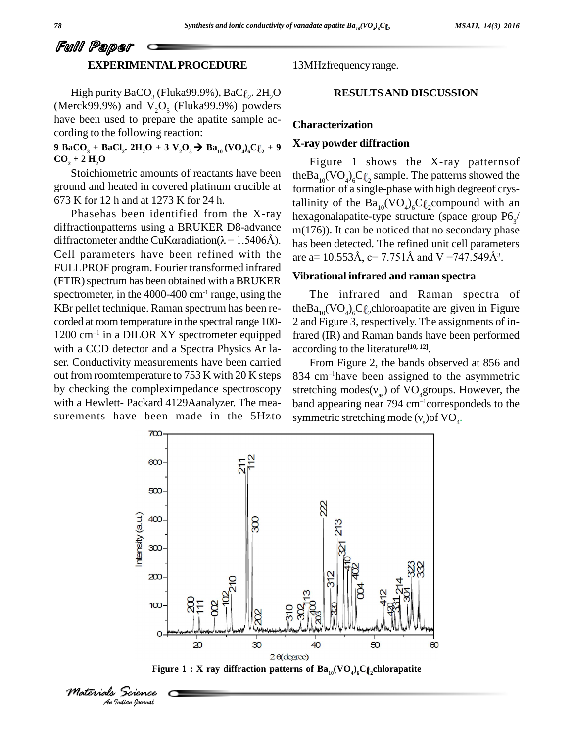## EXPERIMENTAL PROCEDURE

High purity $BaCO_3$ (Fluka99.9%), $BaC\ell_2 \cdot 2H_2O$ (Merck99.9%) and $V_2O_5$ (Fluka99.9%) powders have been used to prepare the apatite sample according to the following reaction:

$$9\ BaCO_3 + BaCl_2 \cdot 2H_2O + 3\ V_2O_5 \rightarrow Ba_{10}(VO_4)_6C\ell_2 + 9\ CO_2 + 2\ H_2O$$

Stoichiometric amounts of reactants have been ground and heated in covered platinum crucible at 673 K for 12 h and at 1273 K for 24 h.

Phasehas been identified from the X-ray diffractionpatterns using a BRUKER D8-advance diffractometer andthe CuKαradiation($\lambda = 1.5406$Å). Cell parameters have been refined with the FULLPROF program. Fourier transformed infrared (FTIR) spectrum has been obtained with a BRUKER spectrometer, in the 4000-400 $cm^{-1}$ range, using the KBr pellet technique. Raman spectrum has been recorded at room temperature in the spectral range 100-1200 $cm^{-1}$ in a DILOR XY spectrometer equipped with a CCD detector and a Spectra Physics Ar laser. Conductivity measurements have been carried out from roomtemperature to 753 K with 20 K steps by checking the compleximpedance spectroscopy with a Hewlett- Packard 4129Aanalyzer. The measurements have been made in the 5Hzto 13MHzfrequency range.

## RESULTS AND DISCUSSION

### Characterization

### X-ray powder diffraction

Figure 1 shows the X-ray patternsof the$Ba_{10}(VO_4)_6C\ell_2$ sample. The patterns showed the formation of a single-phase with high degreeof crystallinity of the $Ba_{10}(VO_4)_6C\ell_2$compound with an hexagonalapatite-type structure (space group $P6_3/m$(176)). It can be noticed that no secondary phase has been detected. The refined unit cell parameters are a= 10.553Å, c= 7.751Å and V =747.549Å$^3$.

### Vibrational infrared and raman spectra

The infrared and Raman spectra of the$Ba_{10}(VO_4)_6C\ell_2$chloroapatite are given in Figure 2 and Figure 3, respectively. The assignments of infrared (IR) and Raman bands have been performed according to the literature[10, 12].

From Figure 2, the bands observed at 856 and 834 $cm^{-1}$have been assigned to the asymmetric stretching modes($\nu_{as}$) of $VO_4$groups. However, the band appearing near 794 $cm^{-1}$correspondeds to the symmetric stretching mode ($\nu_s$)of $VO_4$.

Figure 1 : X ray diffraction patterns of $Ba_{10}(VO_4)_6C\ell_2$chlorapatite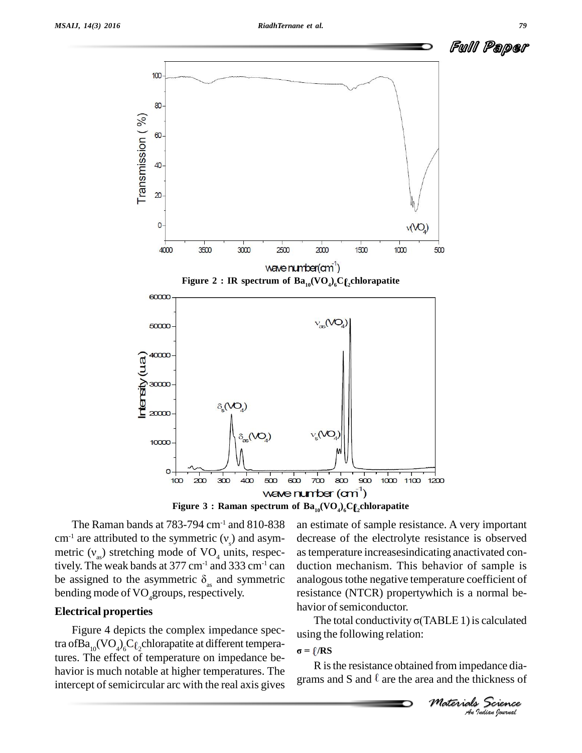Figure 2 : IR spectrum of $Ba_{10}(VO_4)_6C\ell_2$ chlorapatite

Figure 3 : Raman spectrum of $Ba_{10}(VO_4)_6C\ell_2$ chlorapatite

The Raman bands at 783-794 $cm^{-1}$ and 810-838 $cm^{-1}$ are attributed to the symmetric ($\nu_s$) and asymmetric ($\nu_{as}$) stretching mode of $VO_4$ units, respectively. The weak bands at 377 $cm^{-1}$ and 333 $cm^{-1}$ can be assigned to the asymmetric $\delta_{as}$ and symmetric bending mode of $VO_4$ groups, respectively.

## Electrical properties

Figure 4 depicts the complex impedance spectra of $Ba_{10}(VO_4)_6C\ell_2$ chlorapatite at different temperatures. The effect of temperature on impedance behavior is much notable at higher temperatures. The intercept of semicircular arc with the real axis gives an estimate of sample resistance. A very important decrease of the electrolyte resistance is observed as temperature increasesindicating anactivated conduction mechanism. This behavior of sample is analogous tothe negative temperature coefficient of resistance (NTCR) propertywhich is a normal behavior of semiconductor.

The total conductivity σ(TABLE 1) is calculated using the following relation:

$$\sigma = \ell/RS$$

R is the resistance obtained from impedance diagrams and S and $\ell$ are the area and the thickness of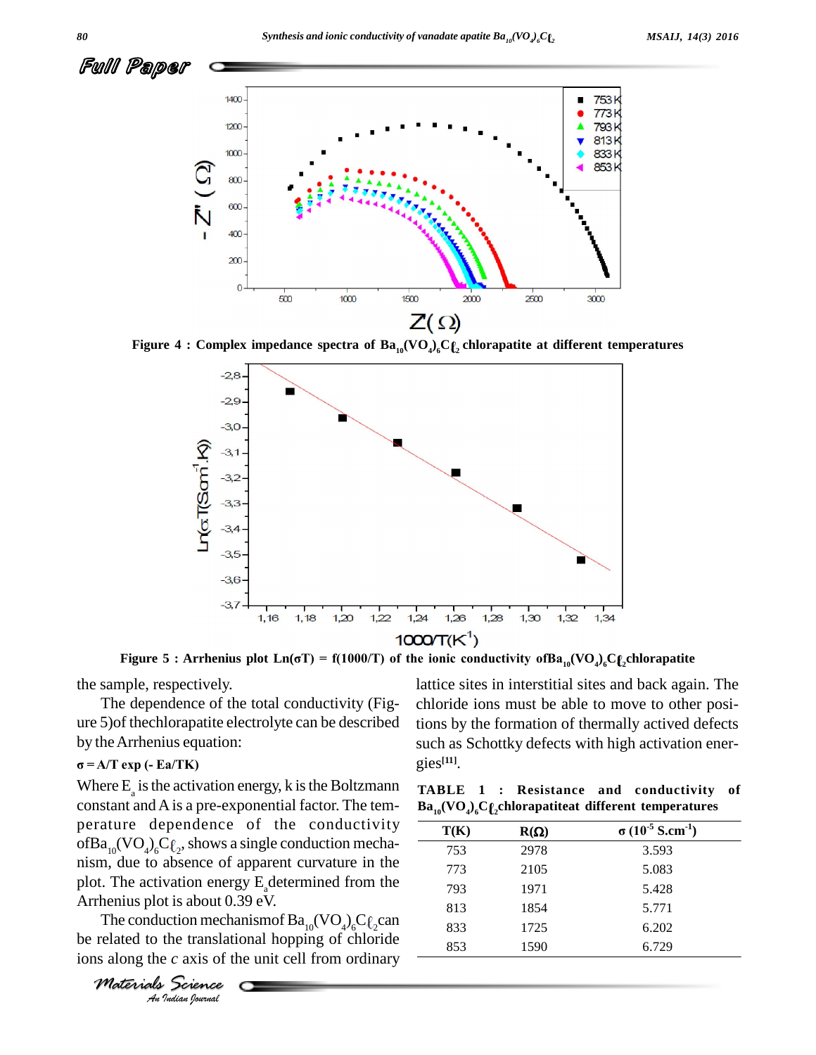Figure 4 : Complex impedance spectra of $Ba_{10}(VO_4)_6Cl_2$ chlorapatite at different temperatures

Figure 5 : Arrhenius plot $Ln(\sigma T) = f(1000/T)$ of the ionic conductivity of $Ba_{10}(VO_4)_6Cl_2$ chlorapatite

the sample, respectively.

The dependence of the total conductivity (Figure 5) of the chlorapatite electrolyte can be described by the Arrhenius equation:

$$\sigma = A/T \exp(-Ea/TK)$$

Where $E_a$ is the activation energy, k is the Boltzmann constant and A is a pre-exponential factor. The temperature dependence of the conductivity of $Ba_{10}(VO_4)_6Cl_2$, shows a single conduction mechanism, due to absence of apparent curvature in the plot. The activation energy $E_a$ determined from the Arrhenius plot is about 0.39 eV.

The conduction mechanism of $Ba_{10}(VO_4)_6Cl_2$ can be related to the translational hopping of chloride ions along the *c* axis of the unit cell from ordinary lattice sites in interstitial sites and back again. The chloride ions must be able to move to other positions by the formation of thermally actived defects such as Schottky defects with high activation energies[11].

**TABLE 1 : Resistance and conductivity of $Ba_{10}(VO_4)_6Cl_2$ chlorapatite at different temperatures**

| T(K) | R(Ω) | σ ($10^{-5}$ S.cm$^{-1}$) |
|---|---|---|
| 753 | 2978 | 3.593 |
| 773 | 2105 | 5.083 |
| 793 | 1971 | 5.428 |
| 813 | 1854 | 5.771 |
| 833 | 1725 | 6.202 |
| 853 | 1590 | 6.729 |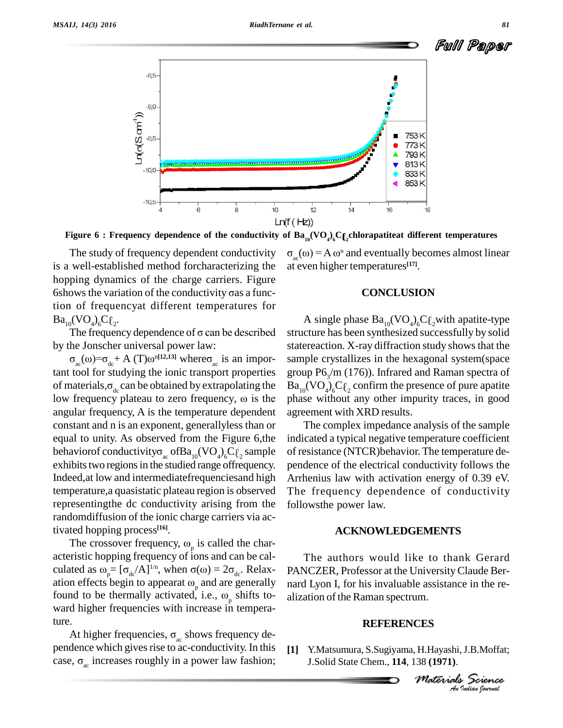**Figure 6 : Frequency dependence of the conductivity of $Ba_{10}(VO_4)_6Cl_2$ chlorapatite at different temperatures**

The study of frequency dependent conductivity is a well-established method for characterizing the hopping dynamics of the charge carriers. Figure 6 shows the variation of the conductivity σ as a function of frequency at different temperatures for $Ba_{10}(VO_4)_6Cl_2$.

The frequency dependence of σ can be described by the Jonscher universal power law:

$\sigma_{ac}(\omega)=\sigma_{dc} + A(T)\omega^n$[12,13] where $\sigma_{ac}$ is an important tool for studying the ionic transport properties of materials, $\sigma_{dc}$ can be obtained by extrapolating the low frequency plateau to zero frequency, ω is the angular frequency, A is the temperature dependent constant and n is an exponent, generally less than or equal to unity. As observed from the Figure 6, the behavior of conductivity $\sigma_{ac}$ of $Ba_{10}(VO_4)_6Cl_2$ sample exhibits two regions in the studied range of frequency. Indeed, at low and intermediate frequencies and high temperature, a quasistatic plateau region is observed representing the dc conductivity arising from the random diffusion of the ionic charge carriers via activated hopping process[16].

The crossover frequency, $\omega_p$ is called the characteristic hopping frequency of ions and can be calculated as $\omega_p = [\sigma_{dc}/A]^{1/n}$, when $\sigma(\omega) = 2\sigma_{dc}$. Relaxation effects begin to appear at $\omega_p$ and are generally found to be thermally activated, i.e., $\omega_p$ shifts toward higher frequencies with increase in temperature.

At higher frequencies, $\sigma_{ac}$ shows frequency dependence which gives rise to ac-conductivity. In this case, $\sigma_{ac}$ increases roughly in a power law fashion; $\sigma_{ac}(\omega) = A\,\omega^n$ and eventually becomes almost linear at even higher temperatures[17].

## CONCLUSION

A single phase $Ba_{10}(VO_4)_6Cl_2$ with apatite-type structure has been synthesized successfully by solid state reaction. X-ray diffraction study shows that the sample crystallizes in the hexagonal system (space group $P6_3/m$ (176)). Infrared and Raman spectra of $Ba_{10}(VO_4)_6Cl_2$ confirm the presence of pure apatite phase without any other impurity traces, in good agreement with XRD results.

The complex impedance analysis of the sample indicated a typical negative temperature coefficient of resistance (NTCR) behavior. The temperature dependence of the electrical conductivity follows the Arrhenius law with activation energy of 0.39 eV. The frequency dependence of conductivity follows the power law.

## ACKNOWLEDGEMENTS

The authors would like to thank Gerard PANCZER, Professor at the University Claude Bernard Lyon I, for his invaluable assistance in the realization of the Raman spectrum.

## REFERENCES

[1] Y.Matsumura, S.Sugiyama, H.Hayashi, J.B.Moffat; J.Solid State Chem., **114**, 138 **(1971)**.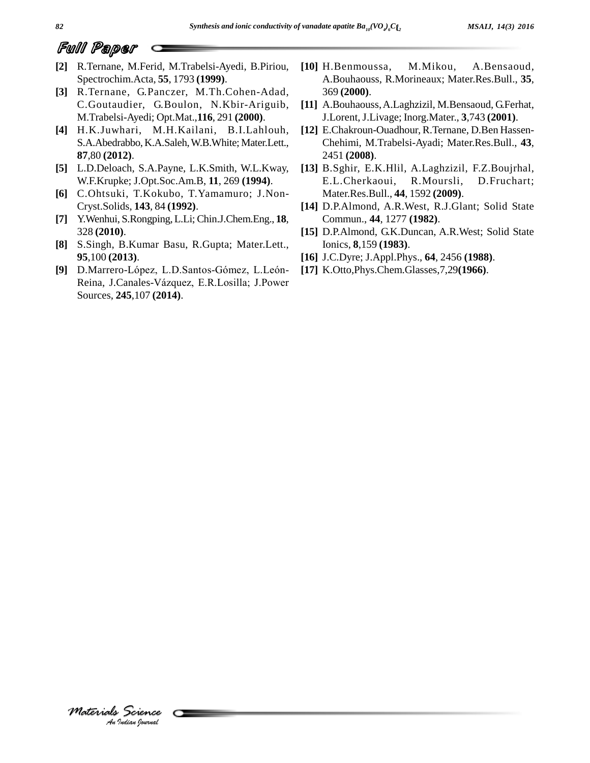[2] R.Ternane, M.Ferid, M.Trabelsi-Ayedi, B.Piriou, Spectrochim.Acta, **55**, 1793 **(1999)**.

[3] R.Ternane, G.Panczer, M.Th.Cohen-Adad, C.Goutaudier, G.Boulon, N.Kbir-Ariguib, M.Trabelsi-Ayedi; Opt.Mat.,**116**, 291 **(2000)**.

[4] H.K.Juwhari, M.H.Kailani, B.I.Lahlouh, S.A.Abedrabbo, K.A.Saleh, W.B.White; Mater.Lett., **87**,80 **(2012)**.

[5] L.D.Deloach, S.A.Payne, L.K.Smith, W.L.Kway, W.F.Krupke; J.Opt.Soc.Am.B, **11**, 269 **(1994)**.

[6] C.Ohtsuki, T.Kokubo, T.Yamamuro; J.Non-Cryst.Solids, **143**, 84 **(1992)**.

[7] Y.Wenhui, S.Rongping, L.Li; Chin.J.Chem.Eng., **18**, 328 **(2010)**.

[8] S.Singh, B.Kumar Basu, R.Gupta; Mater.Lett., **95**,100 **(2013)**.

[9] D.Marrero-López, L.D.Santos-Gómez, L.León-Reina, J.Canales-Vázquez, E.R.Losilla; J.Power Sources, **245**,107 **(2014)**.

[10] H.Benmoussa, M.Mikou, A.Bensaoud, A.Bouhaouss, R.Morineaux; Mater.Res.Bull., **35**, 369 **(2000)**.

[11] A.Bouhaouss, A.Laghzizil, M.Bensaoud, G.Ferhat, J.Lorent, J.Livage; Inorg.Mater., **3**,743 **(2001)**.

[12] E.Chakroun-Ouadhour, R.Ternane, D.Ben Hassen-Chehimi, M.Trabelsi-Ayadi; Mater.Res.Bull., **43**, 2451 **(2008)**.

[13] B.Sghir, E.K.Hlil, A.Laghzizil, F.Z.Boujrhal, E.L.Cherkaoui, R.Moursli, D.Fruchart; Mater.Res.Bull., **44**, 1592 **(2009)**.

[14] D.P.Almond, A.R.West, R.J.Glant; Solid State Commun., **44**, 1277 **(1982)**.

[15] D.P.Almond, G.K.Duncan, A.R.West; Solid State Ionics, **8**,159 **(1983)**.

[16] J.C.Dyre; J.Appl.Phys., **64**, 2456 **(1988)**.

[17] K.Otto,Phys.Chem.Glasses,7,29**(1966)**.